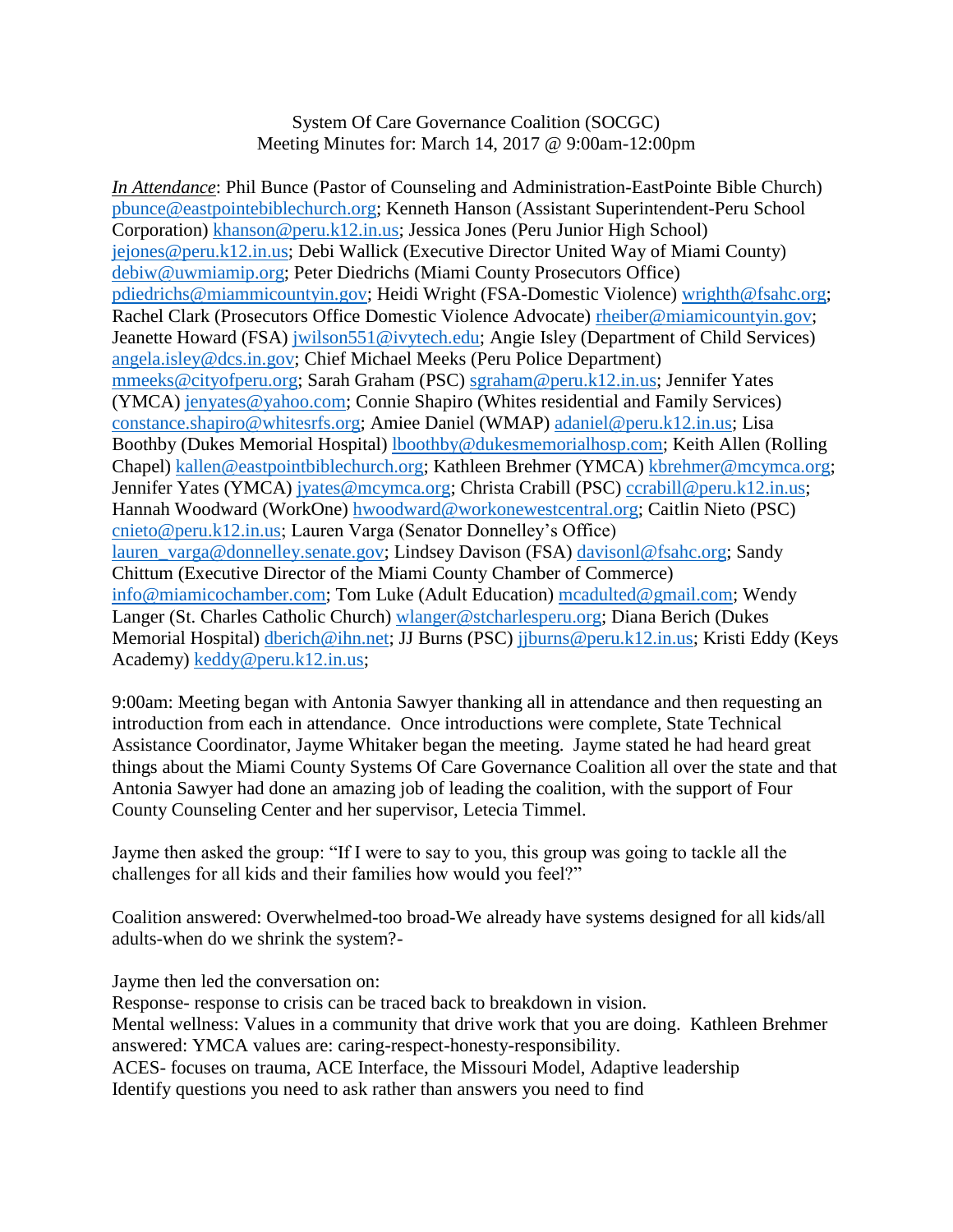System Of Care Governance Coalition (SOCGC)
Meeting Minutes for: March 14, 2017 @ 9:00am-12:00pm

*In Attendance*: Phil Bunce (Pastor of Counseling and Administration-EastPointe Bible Church) pbunce@eastpointebiblechurch.org; Kenneth Hanson (Assistant Superintendent-Peru School Corporation) khanson@peru.k12.in.us; Jessica Jones (Peru Junior High School) jejones@peru.k12.in.us; Debi Wallick (Executive Director United Way of Miami County) debiw@uwmiamip.org; Peter Diedrichs (Miami County Prosecutors Office) pdiedrichs@miammicountyin.gov; Heidi Wright (FSA-Domestic Violence) wrighth@fsahc.org; Rachel Clark (Prosecutors Office Domestic Violence Advocate) rheiber@miamicountyin.gov; Jeanette Howard (FSA) jwilson551@ivytech.edu; Angie Isley (Department of Child Services) angela.isley@dcs.in.gov; Chief Michael Meeks (Peru Police Department) mmeeks@cityofperu.org; Sarah Graham (PSC) sgraham@peru.k12.in.us; Jennifer Yates (YMCA) jenyates@yahoo.com; Connie Shapiro (Whites residential and Family Services) constance.shapiro@whitesrfs.org; Amiee Daniel (WMAP) adaniel@peru.k12.in.us; Lisa Boothby (Dukes Memorial Hospital) lboothby@dukesmemorialhosp.com; Keith Allen (Rolling Chapel) kallen@eastpointbiblechurch.org; Kathleen Brehmer (YMCA) kbrehmer@mcymca.org; Jennifer Yates (YMCA) jyates@mcymca.org; Christa Crabill (PSC) ccrabill@peru.k12.in.us; Hannah Woodward (WorkOne) hwoodward@workonewestcentral.org; Caitlin Nieto (PSC) cnieto@peru.k12.in.us; Lauren Varga (Senator Donnelley's Office) lauren_varga@donnelley.senate.gov; Lindsey Davison (FSA) davisonl@fsahc.org; Sandy Chittum (Executive Director of the Miami County Chamber of Commerce) info@miamicochamber.com; Tom Luke (Adult Education) mcadulted@gmail.com; Wendy Langer (St. Charles Catholic Church) wlanger@stcharlesperu.org; Diana Berich (Dukes Memorial Hospital) dberich@ihn.net; JJ Burns (PSC) jjburns@peru.k12.in.us; Kristi Eddy (Keys Academy) keddy@peru.k12.in.us;

9:00am: Meeting began with Antonia Sawyer thanking all in attendance and then requesting an introduction from each in attendance. Once introductions were complete, State Technical Assistance Coordinator, Jayme Whitaker began the meeting. Jayme stated he had heard great things about the Miami County Systems Of Care Governance Coalition all over the state and that Antonia Sawyer had done an amazing job of leading the coalition, with the support of Four County Counseling Center and her supervisor, Letecia Timmel.

Jayme then asked the group: "If I were to say to you, this group was going to tackle all the challenges for all kids and their families how would you feel?"

Coalition answered: Overwhelmed-too broad-We already have systems designed for all kids/all adults-when do we shrink the system?-

Jayme then led the conversation on:
Response- response to crisis can be traced back to breakdown in vision.
Mental wellness: Values in a community that drive work that you are doing. Kathleen Brehmer answered: YMCA values are: caring-respect-honesty-responsibility.
ACES- focuses on trauma, ACE Interface, the Missouri Model, Adaptive leadership
Identify questions you need to ask rather than answers you need to find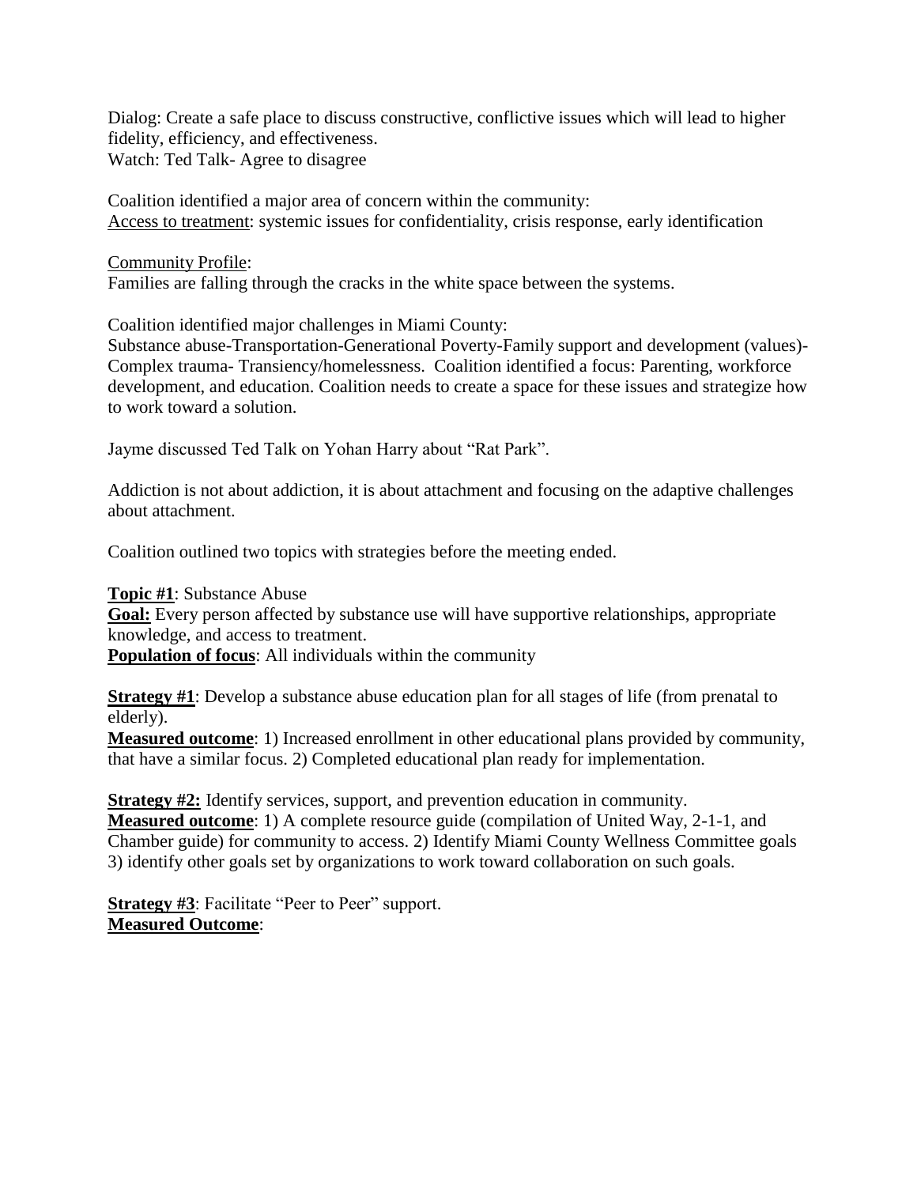Dialog: Create a safe place to discuss constructive, conflictive issues which will lead to higher fidelity, efficiency, and effectiveness.
Watch: Ted Talk- Agree to disagree

Coalition identified a major area of concern within the community:
<u>Access to treatment</u>: systemic issues for confidentiality, crisis response, early identification

<u>Community Profile</u>:
Families are falling through the cracks in the white space between the systems.

Coalition identified major challenges in Miami County:
Substance abuse-Transportation-Generational Poverty-Family support and development (values)-Complex trauma- Transiency/homelessness. Coalition identified a focus: Parenting, workforce development, and education. Coalition needs to create a space for these issues and strategize how to work toward a solution.

Jayme discussed Ted Talk on Yohan Harry about "Rat Park".

Addiction is not about addiction, it is about attachment and focusing on the adaptive challenges about attachment.

Coalition outlined two topics with strategies before the meeting ended.

**<u>Topic #1</u>**: Substance Abuse
**<u>Goal:</u>** Every person affected by substance use will have supportive relationships, appropriate knowledge, and access to treatment.
**<u>Population of focus</u>**: All individuals within the community

**<u>Strategy #1</u>**: Develop a substance abuse education plan for all stages of life (from prenatal to elderly).
**<u>Measured outcome</u>**: 1) Increased enrollment in other educational plans provided by community, that have a similar focus. 2) Completed educational plan ready for implementation.

**<u>Strategy #2:</u>** Identify services, support, and prevention education in community.
**<u>Measured outcome</u>**: 1) A complete resource guide (compilation of United Way, 2-1-1, and Chamber guide) for community to access. 2) Identify Miami County Wellness Committee goals 3) identify other goals set by organizations to work toward collaboration on such goals.

**<u>Strategy #3</u>**: Facilitate "Peer to Peer" support.
**<u>Measured Outcome</u>**: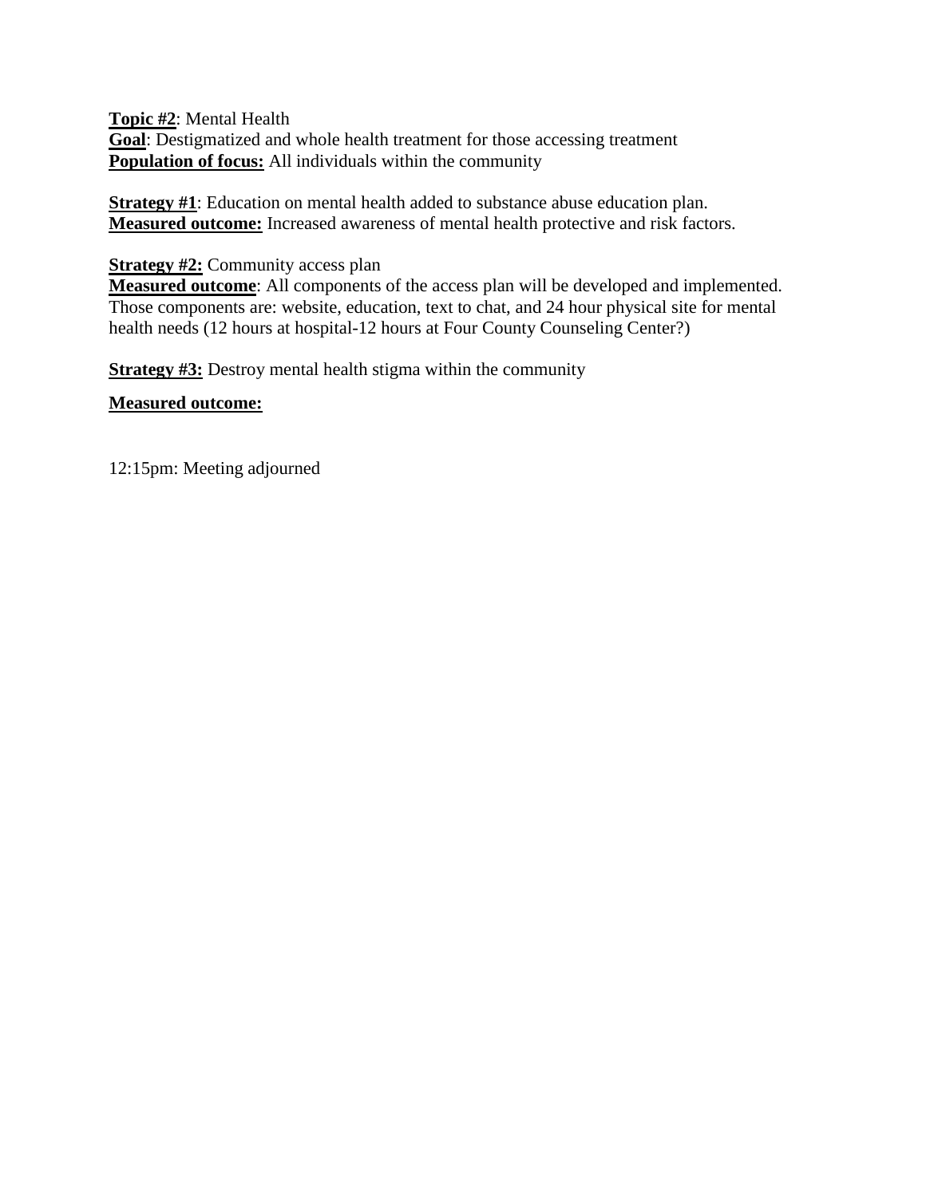**Topic #2**: Mental Health
**Goal**: Destigmatized and whole health treatment for those accessing treatment
**Population of focus:** All individuals within the community

**Strategy #1**: Education on mental health added to substance abuse education plan.
**Measured outcome:** Increased awareness of mental health protective and risk factors.

**Strategy #2:** Community access plan
**Measured outcome**: All components of the access plan will be developed and implemented. Those components are: website, education, text to chat, and 24 hour physical site for mental health needs (12 hours at hospital-12 hours at Four County Counseling Center?)

**Strategy #3:** Destroy mental health stigma within the community

**Measured outcome:**

12:15pm: Meeting adjourned